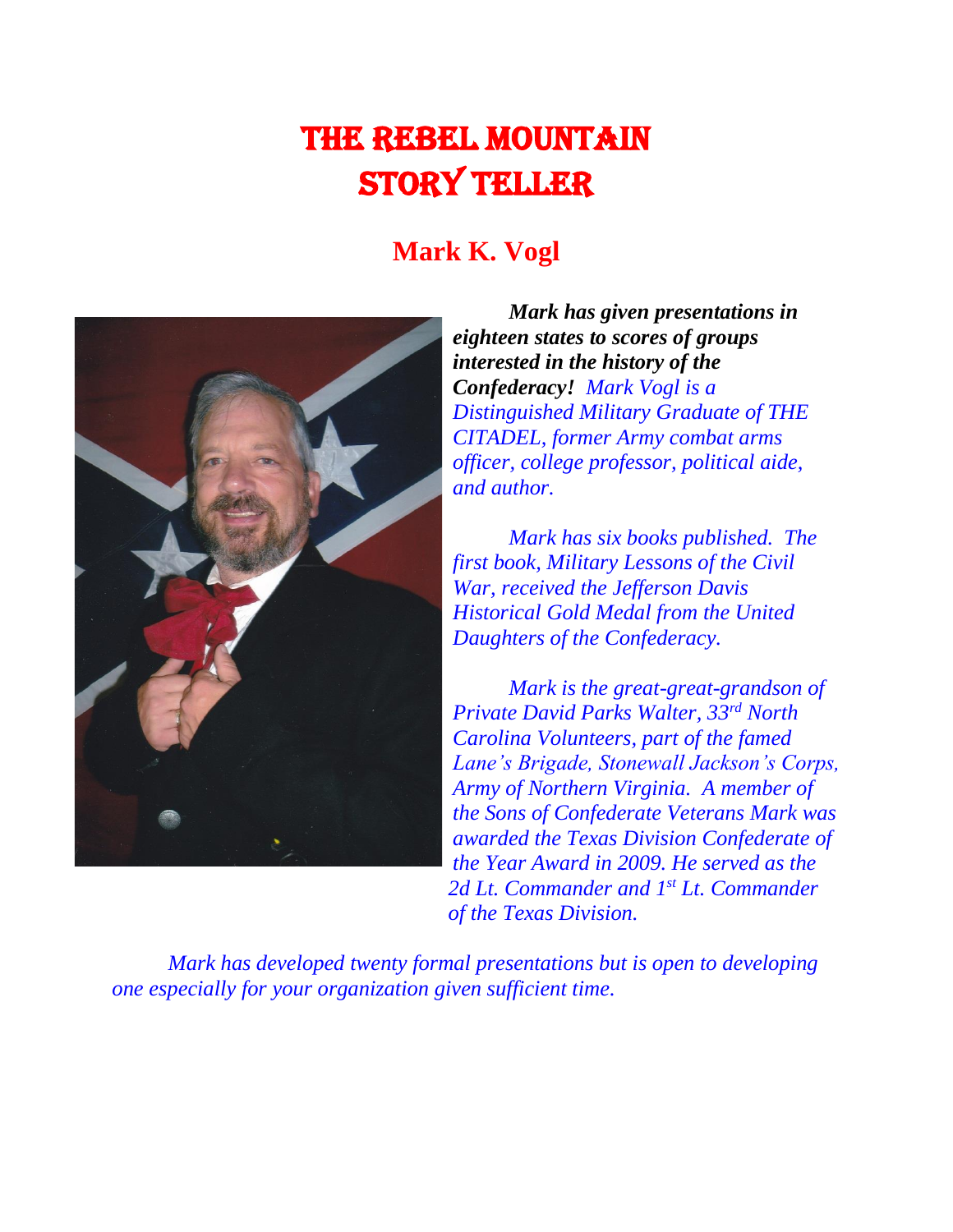# THE REBEL MOUNTAIN STORY TELLER

## Mark K. Vogl

***Mark has given presentations in eighteen states to scores of groups interested in the history of the Confederacy!*** *Mark Vogl is a Distinguished Military Graduate of THE CITADEL, former Army combat arms officer, college professor, political aide, and author.*

*Mark has six books published. The first book, Military Lessons of the Civil War, received the Jefferson Davis Historical Gold Medal from the United Daughters of the Confederacy.*

*Mark is the great-great-grandson of Private David Parks Walter, 33rd North Carolina Volunteers, part of the famed Lane's Brigade, Stonewall Jackson's Corps, Army of Northern Virginia. A member of the Sons of Confederate Veterans Mark was awarded the Texas Division Confederate of the Year Award in 2009. He served as the 2d Lt. Commander and 1st Lt. Commander of the Texas Division.*

*Mark has developed twenty formal presentations but is open to developing one especially for your organization given sufficient time.*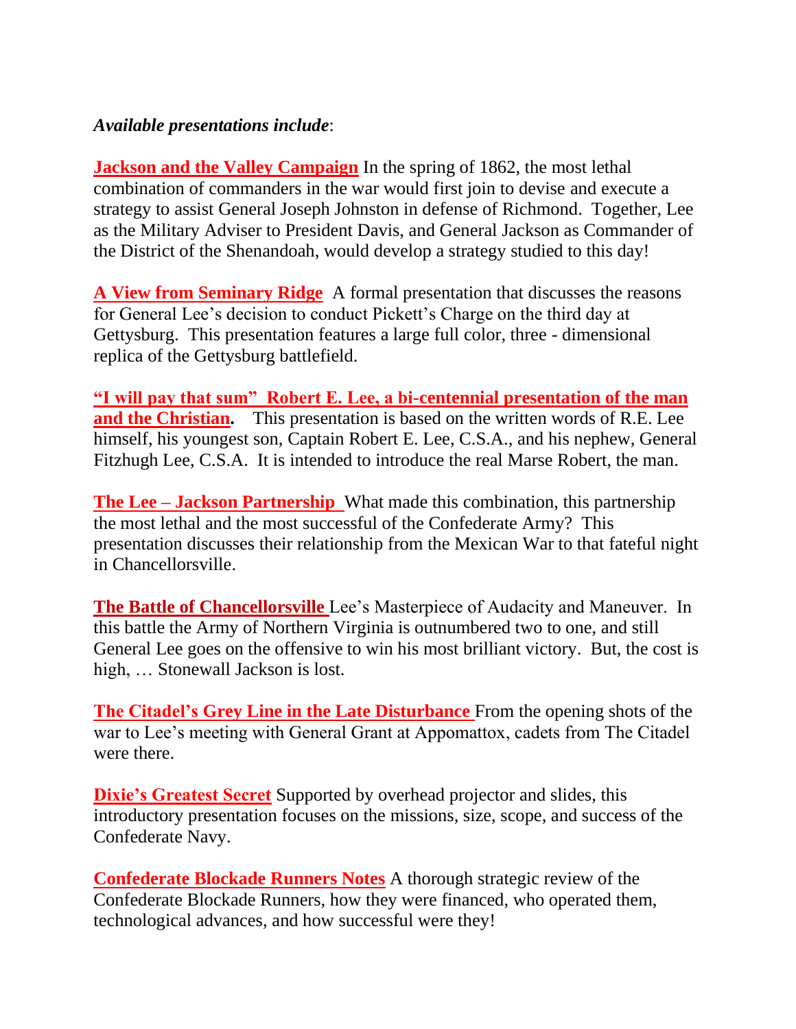*Available presentations include*:

**Jackson and the Valley Campaign** In the spring of 1862, the most lethal combination of commanders in the war would first join to devise and execute a strategy to assist General Joseph Johnston in defense of Richmond. Together, Lee as the Military Adviser to President Davis, and General Jackson as Commander of the District of the Shenandoah, would develop a strategy studied to this day!

**A View from Seminary Ridge** A formal presentation that discusses the reasons for General Lee's decision to conduct Pickett's Charge on the third day at Gettysburg. This presentation features a large full color, three - dimensional replica of the Gettysburg battlefield.

**"I will pay that sum" Robert E. Lee, a bi-centennial presentation of the man and the Christian.** This presentation is based on the written words of R.E. Lee himself, his youngest son, Captain Robert E. Lee, C.S.A., and his nephew, General Fitzhugh Lee, C.S.A. It is intended to introduce the real Marse Robert, the man.

**The Lee – Jackson Partnership** What made this combination, this partnership the most lethal and the most successful of the Confederate Army? This presentation discusses their relationship from the Mexican War to that fateful night in Chancellorsville.

**The Battle of Chancellorsville** Lee's Masterpiece of Audacity and Maneuver. In this battle the Army of Northern Virginia is outnumbered two to one, and still General Lee goes on the offensive to win his most brilliant victory. But, the cost is high, … Stonewall Jackson is lost.

**The Citadel's Grey Line in the Late Disturbance** From the opening shots of the war to Lee's meeting with General Grant at Appomattox, cadets from The Citadel were there.

**Dixie's Greatest Secret** Supported by overhead projector and slides, this introductory presentation focuses on the missions, size, scope, and success of the Confederate Navy.

**Confederate Blockade Runners Notes** A thorough strategic review of the Confederate Blockade Runners, how they were financed, who operated them, technological advances, and how successful were they!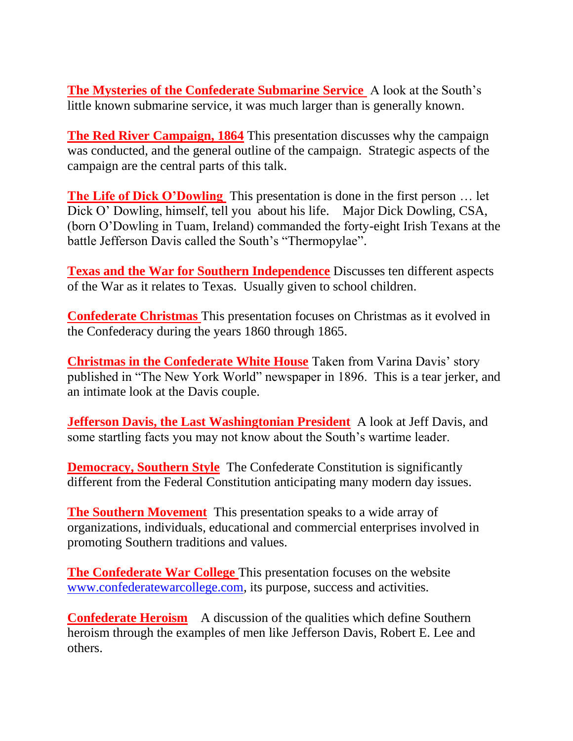**The Mysteries of the Confederate Submarine Service** A look at the South's little known submarine service, it was much larger than is generally known.

**The Red River Campaign, 1864** This presentation discusses why the campaign was conducted, and the general outline of the campaign. Strategic aspects of the campaign are the central parts of this talk.

**The Life of Dick O'Dowling** This presentation is done in the first person … let Dick O' Dowling, himself, tell you about his life. Major Dick Dowling, CSA, (born O'Dowling in Tuam, Ireland) commanded the forty-eight Irish Texans at the battle Jefferson Davis called the South's "Thermopylae".

**Texas and the War for Southern Independence** Discusses ten different aspects of the War as it relates to Texas. Usually given to school children.

**Confederate Christmas** This presentation focuses on Christmas as it evolved in the Confederacy during the years 1860 through 1865.

**Christmas in the Confederate White House** Taken from Varina Davis' story published in "The New York World" newspaper in 1896. This is a tear jerker, and an intimate look at the Davis couple.

**Jefferson Davis, the Last Washingtonian President** A look at Jeff Davis, and some startling facts you may not know about the South's wartime leader.

**Democracy, Southern Style** The Confederate Constitution is significantly different from the Federal Constitution anticipating many modern day issues.

**The Southern Movement** This presentation speaks to a wide array of organizations, individuals, educational and commercial enterprises involved in promoting Southern traditions and values.

**The Confederate War College** This presentation focuses on the website www.confederatewarcollege.com, its purpose, success and activities.

**Confederate Heroism** A discussion of the qualities which define Southern heroism through the examples of men like Jefferson Davis, Robert E. Lee and others.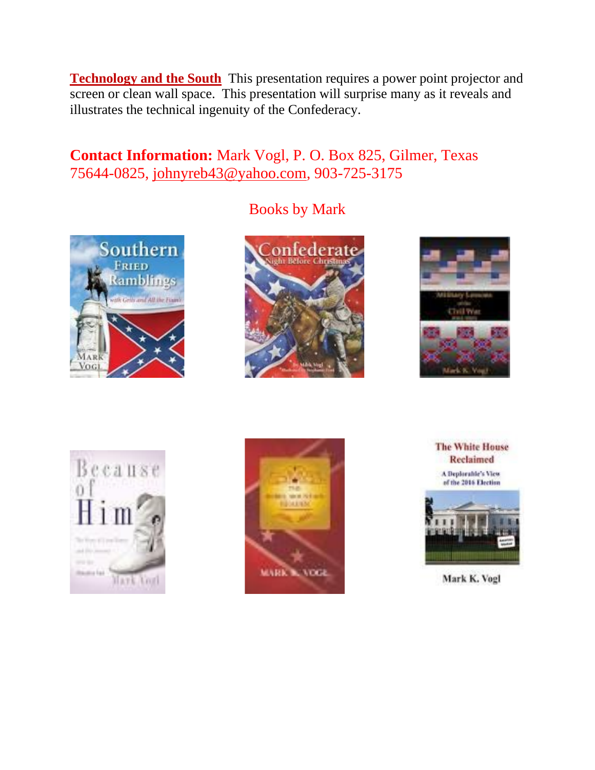**Technology and the South** This presentation requires a power point projector and screen or clean wall space. This presentation will surprise many as it reveals and illustrates the technical ingenuity of the Confederacy.

**Contact Information:** Mark Vogl, P. O. Box 825, Gilmer, Texas 75644-0825, johnyreb43@yahoo.com, 903-725-3175

Books by Mark